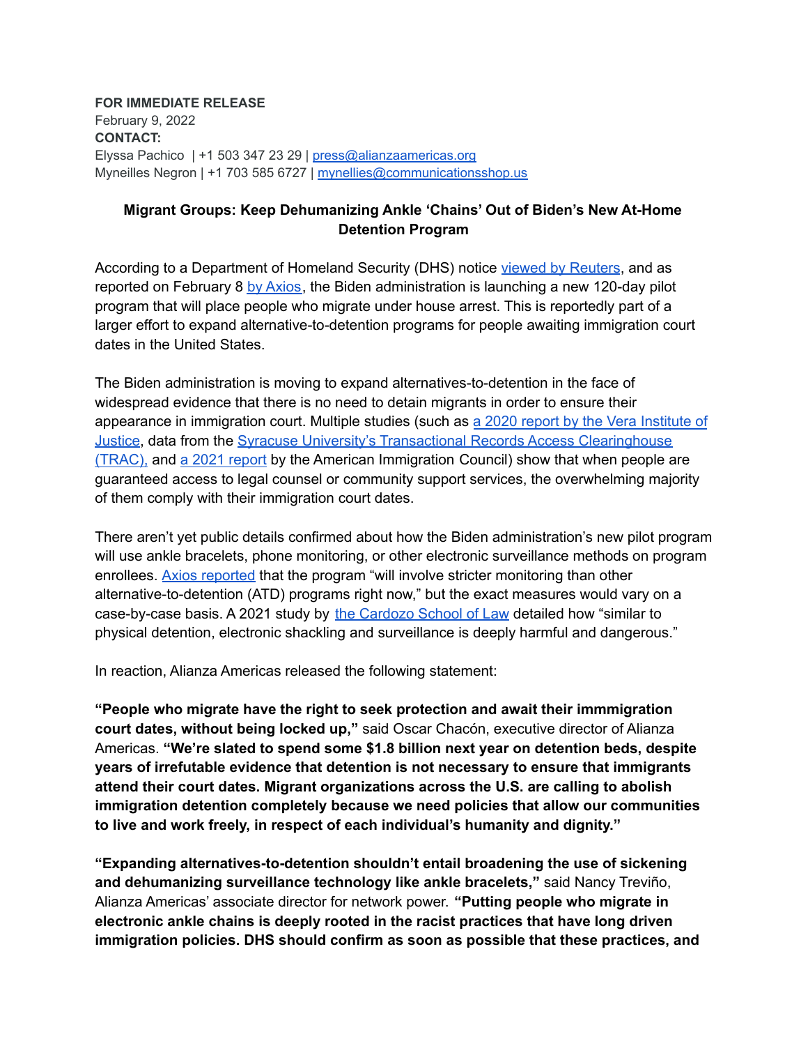**FOR IMMEDIATE RELEASE**
February 9, 2022
**CONTACT:**
Elyssa Pachico | +1 503 347 23 29 | press@alianzaamericas.org
Myneilles Negron | +1 703 585 6727 | mynellies@communicationsshop.us

**Migrant Groups: Keep Dehumanizing Ankle 'Chains' Out of Biden's New At-Home Detention Program**

According to a Department of Homeland Security (DHS) notice viewed by Reuters, and as reported on February 8 by Axios, the Biden administration is launching a new 120-day pilot program that will place people who migrate under house arrest. This is reportedly part of a larger effort to expand alternative-to-detention programs for people awaiting immigration court dates in the United States.

The Biden administration is moving to expand alternatives-to-detention in the face of widespread evidence that there is no need to detain migrants in order to ensure their appearance in immigration court. Multiple studies (such as a 2020 report by the Vera Institute of Justice, data from the Syracuse University's Transactional Records Access Clearinghouse (TRAC), and a 2021 report by the American Immigration Council) show that when people are guaranteed access to legal counsel or community support services, the overwhelming majority of them comply with their immigration court dates.

There aren't yet public details confirmed about how the Biden administration's new pilot program will use ankle bracelets, phone monitoring, or other electronic surveillance methods on program enrollees. Axios reported that the program "will involve stricter monitoring than other alternative-to-detention (ATD) programs right now," but the exact measures would vary on a case-by-case basis. A 2021 study by the Cardozo School of Law detailed how "similar to physical detention, electronic shackling and surveillance is deeply harmful and dangerous."

In reaction, Alianza Americas released the following statement:

**"People who migrate have the right to seek protection and await their immmigration court dates, without being locked up,"** said Oscar Chacón, executive director of Alianza Americas. **"We're slated to spend some $1.8 billion next year on detention beds, despite years of irrefutable evidence that detention is not necessary to ensure that immigrants attend their court dates. Migrant organizations across the U.S. are calling to abolish immigration detention completely because we need policies that allow our communities to live and work freely, in respect of each individual's humanity and dignity."**

**"Expanding alternatives-to-detention shouldn't entail broadening the use of sickening and dehumanizing surveillance technology like ankle bracelets,"** said Nancy Treviño, Alianza Americas' associate director for network power. **"Putting people who migrate in electronic ankle chains is deeply rooted in the racist practices that have long driven immigration policies. DHS should confirm as soon as possible that these practices, and**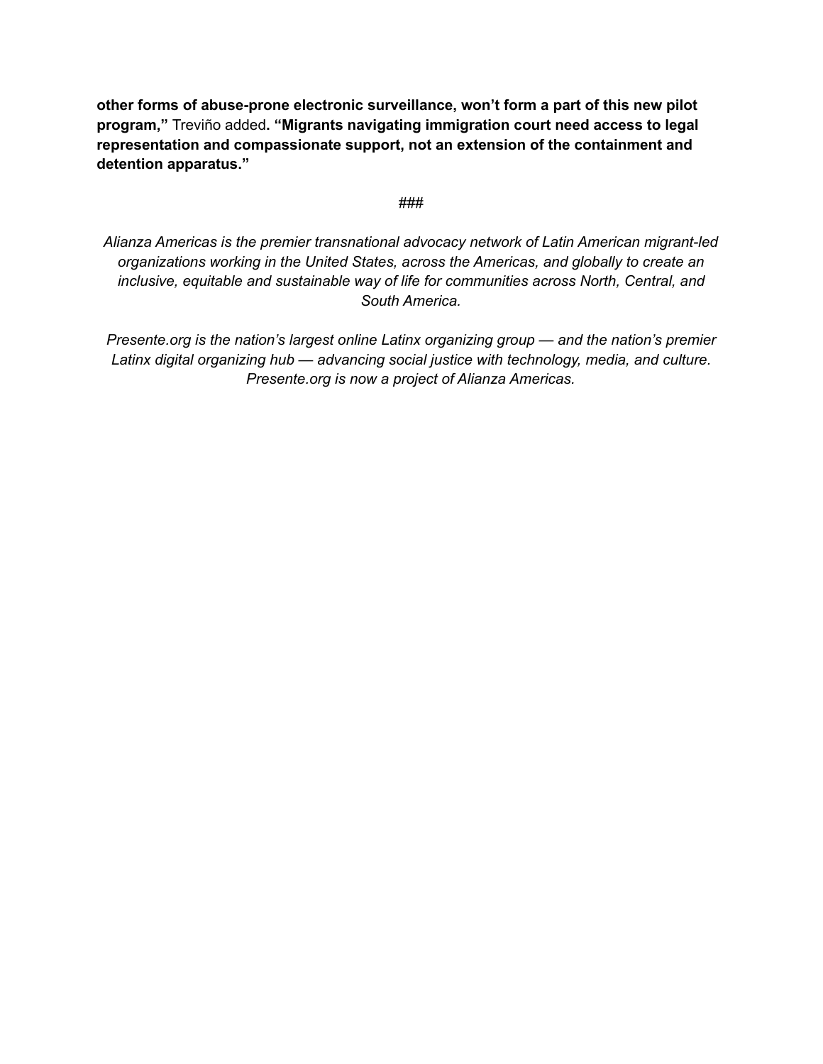**other forms of abuse-prone electronic surveillance, won't form a part of this new pilot program,"** Treviño added**. "Migrants navigating immigration court need access to legal representation and compassionate support, not an extension of the containment and detention apparatus."**

###

*Alianza Americas is the premier transnational advocacy network of Latin American migrant-led organizations working in the United States, across the Americas, and globally to create an inclusive, equitable and sustainable way of life for communities across North, Central, and South America.*

*Presente.org is the nation's largest online Latinx organizing group — and the nation's premier Latinx digital organizing hub — advancing social justice with technology, media, and culture. Presente.org is now a project of Alianza Americas.*